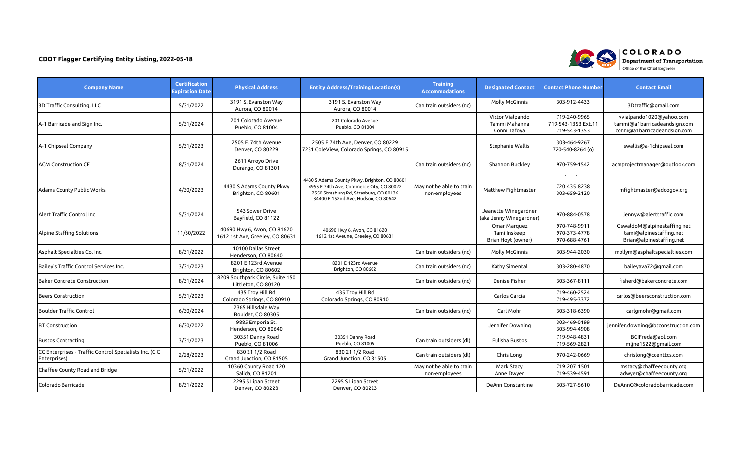# CDOT Flagger Certifying Entity Listing, 2022-05-18

COLORADO
Department of Transportation
Office of the Chief Engineer

| Company Name | Certification Expiration Date | Physical Address | Entity Address/Training Location(s) | Training Accommodations | Designated Contact | Contact Phone Number | Contact Email |
|---|---|---|---|---|---|---|---|
| 3D Traffic Consulting, LLC | 5/31/2022 | 3191 S. Evanston Way Aurora, CO 80014 | 3191 S. Evanston Way Aurora, CO 80014 | Can train outsiders (nc) | Molly McGinnis | 303-912-4433 | 3Dtraffic@gmail.com |
| A-1 Barricade and Sign Inc. | 5/31/2024 | 201 Colorado Avenue Pueblo, CO 81004 | 201 Colorado Avenue Pueblo, CO 81004 | | Victor Vialpando<br>Tammi Mahanna<br>Conni Tafoya | 719-240-9965<br>719-543-1353 Ext.11<br>719-543-1353 | vvialpando1020@yahoo.com<br>tammi@a1barricadeandsign.com<br>conni@a1barricadeandsign.com |
| A-1 Chipseal Company | 5/31/2023 | 2505 E. 74th Avenue Denver, CO 80229 | 2505 E 74th Ave, Denver, CO 80229<br>7231 ColeView, Colorado Springs, CO 80915 | | Stephanie Wallis | 303-464-9267<br>720-540-8264 (o) | swallis@a-1chipseal.com |
| ACM Construction CE | 8/31/2024 | 2611 Arroyo Drive Durango, CO 81301 | | Can train outsiders (nc) | Shannon Buckley | 970-759-1542 | acmprojectmanager@outlook.com |
| Adams County Public Works | 4/30/2023 | 4430 S Adams County Pkwy Brighton, CO 80601 | 4430 S Adams County Pkwy, Brighton, CO 80601<br>4955 E 74th Ave, Commerce City, CO 80022<br>2550 Strasburg Rd, Strasburg, CO 80136<br>34400 E 152nd Ave, Hudson, CO 80642 | May not be able to train non-employees | Matthew Fightmaster | - -<br>720 435 8238<br>303-659-2120 | mfightmaster@adcogov.org |
| Alert Traffic Control Inc | 5/31/2024 | 543 Sower Drive Bayfield, CO 81122 | | | Jeanette Winegardner (aka Jenny Winegardner) | 970-884-0578 | jennyw@alerttraffic.com |
| Alpine Staffing Solutions | 11/30/2022 | 40690 Hwy 6, Avon, CO 81620<br>1612 1st Ave, Greeley, CO 80631 | 40690 Hwy 6, Avon, CO 81620<br>1612 1st Aveune, Greeley, CO 80631 | | Omar Marquez<br>Tami Inskeep<br>Brian Hoyt (owner) | 970-748-9911<br>970-373-4778<br>970-688-4761 | OswaldoM@alpinestaffing.net<br>tami@alpinestaffing.net<br>Brian@alpinestaffing.net |
| Asphalt Specialties Co. Inc. | 8/31/2022 | 10100 Dallas Street Henderson, CO 80640 | | Can train outsiders (nc) | Molly McGinnis | 303-944-2030 | mollym@asphaltspecialties.com |
| Bailey's Traffic Control Services Inc. | 3/31/2023 | 8201 E 123rd Avenue Brighton, CO 80602 | 8201 E 123rd Avenue Brighton, CO 80602 | Can train outsiders (nc) | Kathy Simental | 303-280-4870 | baileyava72@gmail.com |
| Baker Concrete Construction | 8/31/2024 | 8209 Southpark Circle, Suite 150 Littleton, CO 80120 | | Can train outsiders (nc) | Denise Fisher | 303-367-8111 | fisherd@bakerconcrete.com |
| Beers Construction | 5/31/2023 | 435 Troy Hill Rd Colorado Springs, CO 80910 | 435 Troy Hill Rd Colorado Springs, CO 80910 | | Carlos Garcia | 719-460-2524<br>719-495-3372 | carlos@beersconstruction.com |
| Boulder Traffic Control | 6/30/2024 | 2365 Hillsdale Way Boulder, CO 80305 | | Can train outsiders (nc) | Carl Mohr | 303-318-6390 | carlgmohr@gmail.com |
| BT Construction | 6/30/2022 | 9885 Emporia St. Henderson, CO 80640 | | | Jennifer Downing | 303-469-0199<br>303-994-4908 | jennifer.downing@btconstruction.com |
| Bustos Contracting | 3/31/2023 | 30351 Danny Road Pueblo, CO 81006 | 30351 Danny Road Pueblo, CO 81006 | Can train outsiders (dl) | Eulisha Bustos | 719-948-4831<br>719-569-2821 | BCIFreda@aol.com<br>mljne1522@gmail.com |
| CC Enterprises - Traffic Control Specialists Inc. (C C Enterprises) | 2/28/2023 | 830 21 1/2 Road Grand Junction, CO 81505 | 830 21 1/2 Road Grand Junction, CO 81505 | Can train outsiders (dl) | Chris Long | 970-242-0669 | chrislong@ccenttcs.com |
| Chaffee County Road and Bridge | 5/31/2022 | 10360 County Road 120 Salida, CO 81201 | | May not be able to train non-employees | Mark Stacy<br>Anne Dwyer | 719 207 1501<br>719-539-4591 | mstacy@chaffeecounty.org<br>adwyer@chaffeecounty.org |
| Colorado Barricade | 8/31/2022 | 2295 S Lipan Street Denver, CO 80223 | 2295 S Lipan Street Denver, CO 80223 | | DeAnn Constantine | 303-727-5610 | DeAnnC@coloradobarricade.com |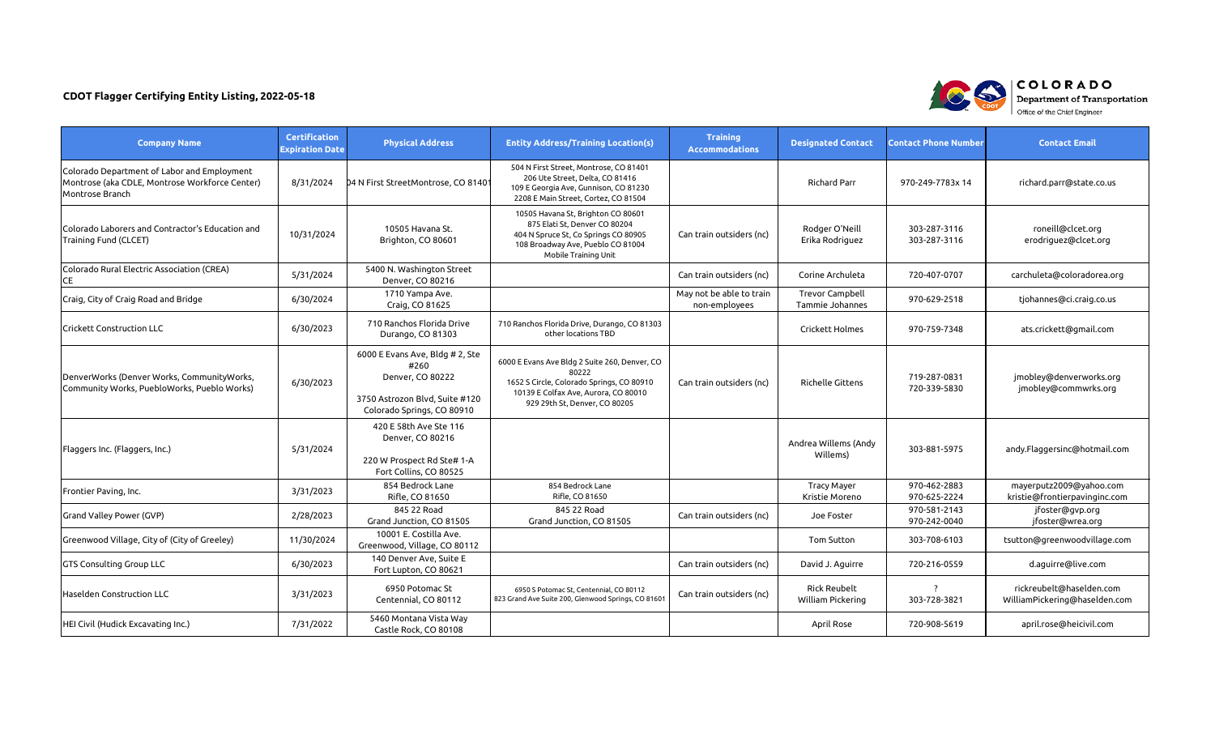**CDOT Flagger Certifying Entity Listing, 2022-05-18**

| Company Name | Certification Expiration Date | Physical Address | Entity Address/Training Location(s) | Training Accommodations | Designated Contact | Contact Phone Number | Contact Email |
|---|---|---|---|---|---|---|---|
| Colorado Department of Labor and Employment Montrose (aka CDLE, Montrose Workforce Center) Montrose Branch | 8/31/2024 | 04 N First StreetMontrose, CO 81401 | 504 N First Street, Montrose, CO 81401<br>206 Ute Street, Delta, CO 81416<br>109 E Georgia Ave, Gunnison, CO 81230<br>2208 E Main Street, Cortez, CO 81504 | | Richard Parr | 970-249-7783x 14 | richard.parr@state.co.us |
| Colorado Laborers and Contractor's Education and Training Fund (CLCET) | 10/31/2024 | 10505 Havana St.<br>Brighton, CO 80601 | 10505 Havana St, Brighton CO 80601<br>875 Elati St, Denver CO 80204<br>404 N Spruce St, Co Springs CO 80905<br>108 Broadway Ave, Pueblo CO 81004<br>Mobile Training Unit | Can train outsiders (nc) | Rodger O'Neill<br>Erika Rodriguez | 303-287-3116<br>303-287-3116 | roneill@clcet.org<br>erodriguez@clcet.org |
| Colorado Rural Electric Association (CREA) CE | 5/31/2024 | 5400 N. Washington Street<br>Denver, CO 80216 | | Can train outsiders (nc) | Corine Archuleta | 720-407-0707 | carchuleta@coloradorea.org |
| Craig, City of Craig Road and Bridge | 6/30/2024 | 1710 Yampa Ave.<br>Craig, CO 81625 | | May not be able to train non-employees | Trevor Campbell<br>Tammie Johannes | 970-629-2518 | tjohannes@ci.craig.co.us |
| Crickett Construction LLC | 6/30/2023 | 710 Ranchos Florida Drive<br>Durango, CO 81303 | 710 Ranchos Florida Drive, Durango, CO 81303<br>other locations TBD | | Crickett Holmes | 970-759-7348 | ats.crickett@gmail.com |
| DenverWorks (Denver Works, CommunityWorks, Community Works, PuebloWorks, Pueblo Works) | 6/30/2023 | 6000 E Evans Ave, Bldg # 2, Ste #260<br>Denver, CO 80222<br><br>3750 Astrozon Blvd, Suite #120<br>Colorado Springs, CO 80910 | 6000 E Evans Ave Bldg 2 Suite 260, Denver, CO 80222<br>1652 S Circle, Colorado Springs, CO 80910<br>10139 E Colfax Ave, Aurora, CO 80010<br>929 29th St, Denver, CO 80205 | Can train outsiders (nc) | Richelle Gittens | 719-287-0831<br>720-339-5830 | jmobley@denverworks.org<br>jmobley@commwrks.org |
| Flaggers Inc. (Flaggers, Inc.) | 5/31/2024 | 420 E 58th Ave Ste 116<br>Denver, CO 80216<br><br>220 W Prospect Rd Ste# 1-A<br>Fort Collins, CO 80525 | | | Andrea Willems (Andy Willems) | 303-881-5975 | andy.Flaggersinc@hotmail.com |
| Frontier Paving, Inc. | 3/31/2023 | 854 Bedrock Lane<br>Rifle, CO 81650 | 854 Bedrock Lane<br>Rifle, CO 81650 | | Tracy Mayer<br>Kristie Moreno | 970-462-2883<br>970-625-2224 | mayerputz2009@yahoo.com<br>kristie@frontierpavinginc.com |
| Grand Valley Power (GVP) | 2/28/2023 | 845 22 Road<br>Grand Junction, CO 81505 | 845 22 Road<br>Grand Junction, CO 81505 | Can train outsiders (nc) | Joe Foster | 970-581-2143<br>970-242-0040 | jfoster@gvp.org<br>jfoster@wrea.org |
| Greenwood Village, City of (City of Greeley) | 11/30/2024 | 10001 E. Costilla Ave.<br>Greenwood, Village, CO 80112 | | | Tom Sutton | 303-708-6103 | tsutton@greenwoodvillage.com |
| GTS Consulting Group LLC | 6/30/2023 | 140 Denver Ave, Suite E<br>Fort Lupton, CO 80621 | | Can train outsiders (nc) | David J. Aguirre | 720-216-0559 | d.aguirre@live.com |
| Haselden Construction LLC | 3/31/2023 | 6950 Potomac St<br>Centennial, CO 80112 | 6950 S Potomac St, Centennial, CO 80112<br>823 Grand Ave Suite 200, Glenwood Springs, CO 81601 | Can train outsiders (nc) | Rick Reubelt<br>William Pickering | ?<br>303-728-3821 | rickreubelt@haselden.com<br>WilliamPickering@haselden.com |
| HEI Civil (Hudick Excavating Inc.) | 7/31/2022 | 5460 Montana Vista Way<br>Castle Rock, CO 80108 | | | April Rose | 720-908-5619 | april.rose@heicivil.com |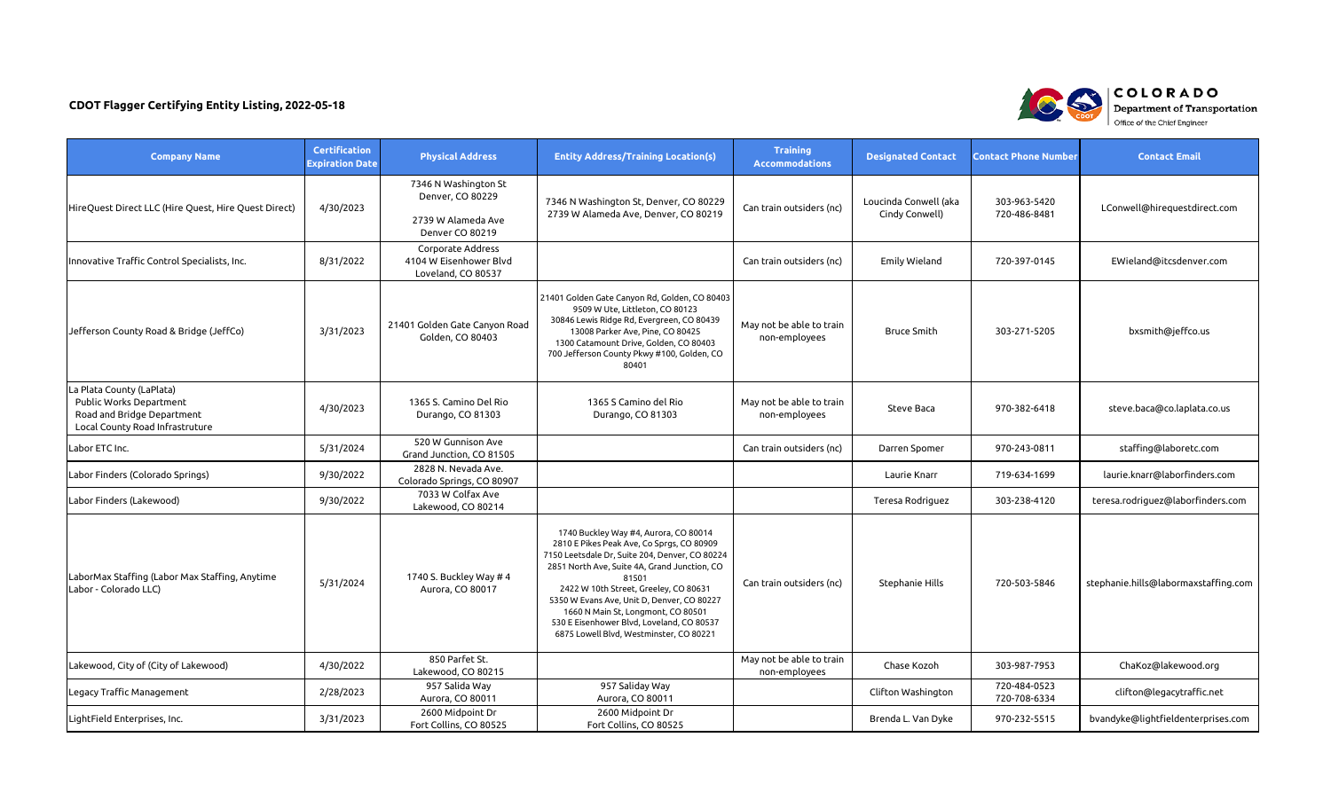**CDOT Flagger Certifying Entity Listing, 2022-05-18**

COLORADO
Department of Transportation
Office of the Chief Engineer

| Company Name | Certification Expiration Date | Physical Address | Entity Address/Training Location(s) | Training Accommodations | Designated Contact | Contact Phone Number | Contact Email |
|---|---|---|---|---|---|---|---|
| HireQuest Direct LLC (Hire Quest, Hire Quest Direct) | 4/30/2023 | 7346 N Washington St Denver, CO 80229<br><br>2739 W Alameda Ave Denver CO 80219 | 7346 N Washington St, Denver, CO 80229<br>2739 W Alameda Ave, Denver, CO 80219 | Can train outsiders (nc) | Loucinda Conwell (aka Cindy Conwell) | 303-963-5420<br>720-486-8481 | LConwell@hirequestdirect.com |
| Innovative Traffic Control Specialists, Inc. | 8/31/2022 | Corporate Address<br>4104 W Eisenhower Blvd Loveland, CO 80537 | | Can train outsiders (nc) | Emily Wieland | 720-397-0145 | EWieland@itcsdenver.com |
| Jefferson County Road & Bridge (JeffCo) | 3/31/2023 | 21401 Golden Gate Canyon Road Golden, CO 80403 | 21401 Golden Gate Canyon Rd, Golden, CO 80403<br>9509 W Ute, Littleton, CO 80123<br>30846 Lewis Ridge Rd, Evergreen, CO 80439<br>13008 Parker Ave, Pine, CO 80425<br>1300 Catamount Drive, Golden, CO 80403<br>700 Jefferson County Pkwy #100, Golden, CO 80401 | May not be able to train non-employees | Bruce Smith | 303-271-5205 | bxsmith@jeffco.us |
| La Plata County (LaPlata)<br>Public Works Department<br>Road and Bridge Department<br>Local County Road Infrastruture | 4/30/2023 | 1365 S. Camino Del Rio Durango, CO 81303 | 1365 S Camino del Rio<br>Durango, CO 81303 | May not be able to train non-employees | Steve Baca | 970-382-6418 | steve.baca@co.laplata.co.us |
| Labor ETC Inc. | 5/31/2024 | 520 W Gunnison Ave Grand Junction, CO 81505 | | Can train outsiders (nc) | Darren Spomer | 970-243-0811 | staffing@laboretc.com |
| Labor Finders (Colorado Springs) | 9/30/2022 | 2828 N. Nevada Ave. Colorado Springs, CO 80907 | | | Laurie Knarr | 719-634-1699 | laurie.knarr@laborfinders.com |
| Labor Finders (Lakewood) | 9/30/2022 | 7033 W Colfax Ave Lakewood, CO 80214 | | | Teresa Rodriguez | 303-238-4120 | teresa.rodriguez@laborfinders.com |
| LaborMax Staffing (Labor Max Staffing, Anytime Labor - Colorado LLC) | 5/31/2024 | 1740 S. Buckley Way # 4 Aurora, CO 80017 | 1740 Buckley Way #4, Aurora, CO 80014<br>2810 E Pikes Peak Ave, Co Sprgs, CO 80909<br>7150 Leetsdale Dr, Suite 204, Denver, CO 80224<br>2851 North Ave, Suite 4A, Grand Junction, CO 81501<br>2422 W 10th Street, Greeley, CO 80631<br>5350 W Evans Ave, Unit D, Denver, CO 80227<br>1660 N Main St, Longmont, CO 80501<br>530 E Eisenhower Blvd, Loveland, CO 80537<br>6875 Lowell Blvd, Westminster, CO 80221 | Can train outsiders (nc) | Stephanie Hills | 720-503-5846 | stephanie.hills@labormaxstaffing.com |
| Lakewood, City of (City of Lakewood) | 4/30/2022 | 850 Parfet St. Lakewood, CO 80215 | | May not be able to train non-employees | Chase Kozoh | 303-987-7953 | ChaKoz@lakewood.org |
| Legacy Traffic Management | 2/28/2023 | 957 Salida Way Aurora, CO 80011 | 957 Saliday Way<br>Aurora, CO 80011 | | Clifton Washington | 720-484-0523<br>720-708-6334 | clifton@legacytraffic.net |
| LightField Enterprises, Inc. | 3/31/2023 | 2600 Midpoint Dr Fort Collins, CO 80525 | 2600 Midpoint Dr<br>Fort Collins, CO 80525 | | Brenda L. Van Dyke | 970-232-5515 | bvandyke@lightfieldenterprises.com |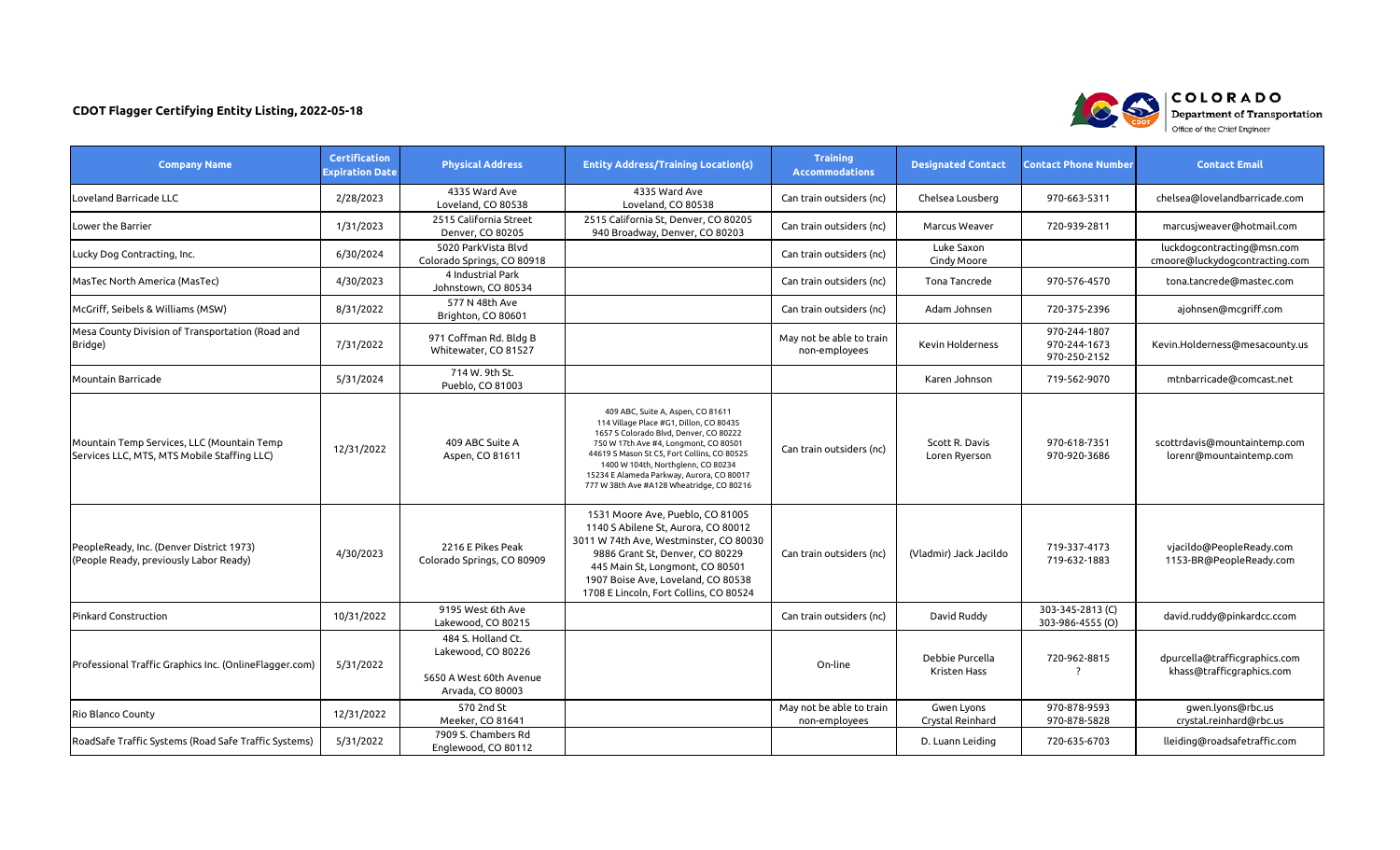## CDOT Flagger Certifying Entity Listing, 2022-05-18

| Company Name | Certification Expiration Date | Physical Address | Entity Address/Training Location(s) | Training Accommodations | Designated Contact | Contact Phone Number | Contact Email |
|---|---|---|---|---|---|---|---|
| Loveland Barricade LLC | 2/28/2023 | 4335 Ward Ave<br>Loveland, CO 80538 | 4335 Ward Ave<br>Loveland, CO 80538 | Can train outsiders (nc) | Chelsea Lousberg | 970-663-5311 | chelsea@lovelandbarricade.com |
| Lower the Barrier | 1/31/2023 | 2515 California Street<br>Denver, CO 80205 | 2515 California St, Denver, CO 80205<br>940 Broadway, Denver, CO 80203 | Can train outsiders (nc) | Marcus Weaver | 720-939-2811 | marcusjweaver@hotmail.com |
| Lucky Dog Contracting, Inc. | 6/30/2024 | 5020 ParkVista Blvd<br>Colorado Springs, CO 80918 | | Can train outsiders (nc) | Luke Saxon<br>Cindy Moore | | luckdogcontracting@msn.com<br>cmoore@luckydogcontracting.com |
| MasTec North America (MasTec) | 4/30/2023 | 4 Industrial Park<br>Johnstown, CO 80534 | | Can train outsiders (nc) | Tona Tancrede | 970-576-4570 | tona.tancrede@mastec.com |
| McGriff, Seibels & Williams (MSW) | 8/31/2022 | 577 N 48th Ave<br>Brighton, CO 80601 | | Can train outsiders (nc) | Adam Johnsen | 720-375-2396 | ajohnsen@mcgriff.com |
| Mesa County Division of Transportation (Road and Bridge) | 7/31/2022 | 971 Coffman Rd. Bldg B<br>Whitewater, CO 81527 | | May not be able to train non-employees | Kevin Holderness | 970-244-1807<br>970-244-1673<br>970-250-2152 | Kevin.Holderness@mesacounty.us |
| Mountain Barricade | 5/31/2024 | 714 W. 9th St.<br>Pueblo, CO 81003 | | | Karen Johnson | 719-562-9070 | mtnbarricade@comcast.net |
| Mountain Temp Services, LLC (Mountain Temp Services LLC, MTS, MTS Mobile Staffing LLC) | 12/31/2022 | 409 ABC Suite A<br>Aspen, CO 81611 | 409 ABC, Suite A, Aspen, CO 81611<br>114 Village Place #G1, Dillon, CO 80435<br>1657 S Colorado Blvd, Denver, CO 80222<br>750 W 17th Ave #4, Longmont, CO 80501<br>44619 S Mason St C5, Fort Collins, CO 80525<br>1400 W 104th, Northglenn, CO 80234<br>15234 E Alameda Parkway, Aurora, CO 80017<br>777 W 38th Ave #A128 Wheatridge, CO 80216 | Can train outsiders (nc) | Scott R. Davis<br>Loren Ryerson | 970-618-7351<br>970-920-3686 | scottrdavis@mountaintemp.com<br>lorenr@mountaintemp.com |
| PeopleReady, Inc. (Denver District 1973) (People Ready, previously Labor Ready) | 4/30/2023 | 2216 E Pikes Peak<br>Colorado Springs, CO 80909 | 1531 Moore Ave, Pueblo, CO 81005<br>1140 S Abilene St, Aurora, CO 80012<br>3011 W 74th Ave, Westminster, CO 80030<br>9886 Grant St, Denver, CO 80229<br>445 Main St, Longmont, CO 80501<br>1907 Boise Ave, Loveland, CO 80538<br>1708 E Lincoln, Fort Collins, CO 80524 | Can train outsiders (nc) | (Vladmir) Jack Jacildo | 719-337-4173<br>719-632-1883 | vjacildo@PeopleReady.com<br>1153-BR@PeopleReady.com |
| Pinkard Construction | 10/31/2022 | 9195 West 6th Ave<br>Lakewood, CO 80215 | | Can train outsiders (nc) | David Ruddy | 303-345-2813 (C)<br>303-986-4555 (O) | david.ruddy@pinkardcc.ccom |
| Professional Traffic Graphics Inc. (OnlineFlagger.com) | 5/31/2022 | 484 S. Holland Ct.<br>Lakewood, CO 80226<br><br>5650 A West 60th Avenue<br>Arvada, CO 80003 | | On-line | Debbie Purcella<br>Kristen Hass | 720-962-8815<br>? | dpurcella@trafficgraphics.com<br>khass@trafficgraphics.com |
| Rio Blanco County | 12/31/2022 | 570 2nd St<br>Meeker, CO 81641 | | May not be able to train non-employees | Gwen Lyons<br>Crystal Reinhard | 970-878-9593<br>970-878-5828 | gwen.lyons@rbc.us<br>crystal.reinhard@rbc.us |
| RoadSafe Traffic Systems (Road Safe Traffic Systems) | 5/31/2022 | 7909 S. Chambers Rd<br>Englewood, CO 80112 | | | D. Luann Leiding | 720-635-6703 | lleiding@roadsafetraffic.com |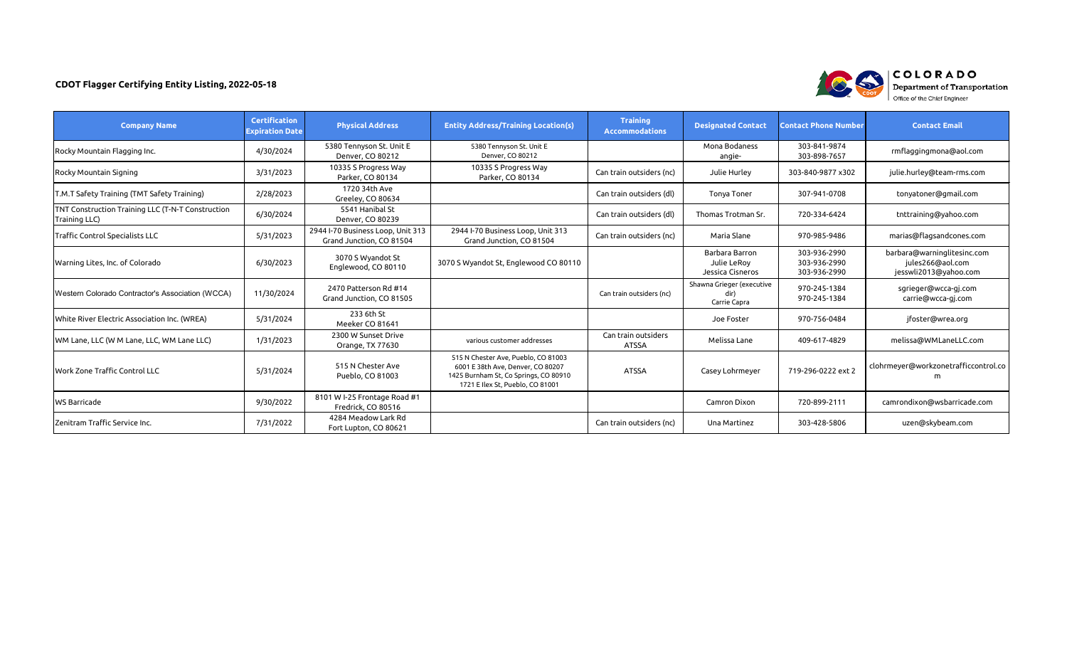**CDOT Flagger Certifying Entity Listing, 2022-05-18**

COLORADO
Department of Transportation
Office of the Chief Engineer

| Company Name | Certification Expiration Date | Physical Address | Entity Address/Training Location(s) | Training Accommodations | Designated Contact | Contact Phone Number | Contact Email |
|---|---|---|---|---|---|---|---|
| Rocky Mountain Flagging Inc. | 4/30/2024 | 5380 Tennyson St. Unit E Denver, CO 80212 | 5380 Tennyson St. Unit E Denver, CO 80212 | | Mona Bodaness angie- | 303-841-9874 303-898-7657 | rmflaggingmona@aol.com |
| Rocky Mountain Signing | 3/31/2023 | 10335 S Progress Way Parker, CO 80134 | 10335 S Progress Way Parker, CO 80134 | Can train outsiders (nc) | Julie Hurley | 303-840-9877 x302 | julie.hurley@team-rms.com |
| T.M.T Safety Training (TMT Safety Training) | 2/28/2023 | 1720 34th Ave Greeley, CO 80634 | | Can train outsiders (dl) | Tonya Toner | 307-941-0708 | tonyatoner@gmail.com |
| TNT Construction Training LLC (T-N-T Construction Training LLC) | 6/30/2024 | 5541 Hanibal St Denver, CO 80239 | | Can train outsiders (dl) | Thomas Trotman Sr. | 720-334-6424 | tnttraining@yahoo.com |
| Traffic Control Specialists LLC | 5/31/2023 | 2944 I-70 Business Loop, Unit 313 Grand Junction, CO 81504 | 2944 I-70 Business Loop, Unit 313 Grand Junction, CO 81504 | Can train outsiders (nc) | Maria Slane | 970-985-9486 | marias@flagsandcones.com |
| Warning Lites, Inc. of Colorado | 6/30/2023 | 3070 S Wyandot St Englewood, CO 80110 | 3070 S Wyandot St, Englewood CO 80110 | | Barbara Barron Julie LeRoy Jessica Cisneros | 303-936-2990 303-936-2990 303-936-2990 | barbara@warninglitesinc.com jules266@aol.com jesswli2013@yahoo.com |
| Western Colorado Contractor's Association (WCCA) | 11/30/2024 | 2470 Patterson Rd #14 Grand Junction, CO 81505 | | Can train outsiders (nc) | Shawna Grieger (executive dir) Carrie Capra | 970-245-1384 970-245-1384 | sgrieger@wcca-gj.com carrie@wcca-gj.com |
| White River Electric Association Inc. (WREA) | 5/31/2024 | 233 6th St Meeker CO 81641 | | | Joe Foster | 970-756-0484 | jfoster@wrea.org |
| WM Lane, LLC (W M Lane, LLC, WM Lane LLC) | 1/31/2023 | 2300 W Sunset Drive Orange, TX 77630 | various customer addresses | Can train outsiders ATSSA | Melissa Lane | 409-617-4829 | melissa@WMLaneLLC.com |
| Work Zone Traffic Control LLC | 5/31/2024 | 515 N Chester Ave Pueblo, CO 81003 | 515 N Chester Ave, Pueblo, CO 81003 6001 E 38th Ave, Denver, CO 80207 1425 Burnham St, Co Springs, CO 80910 1721 E Ilex St, Pueblo, CO 81001 | ATSSA | Casey Lohrmeyer | 719-296-0222 ext 2 | clohrmeyer@workzonetrafficcontrol.com |
| WS Barricade | 9/30/2022 | 8101 W I-25 Frontage Road #1 Fredrick, CO 80516 | | | Camron Dixon | 720-899-2111 | camrondixon@wsbarricade.com |
| Zenitram Traffic Service Inc. | 7/31/2022 | 4284 Meadow Lark Rd Fort Lupton, CO 80621 | | Can train outsiders (nc) | Una Martinez | 303-428-5806 | uzen@skybeam.com |